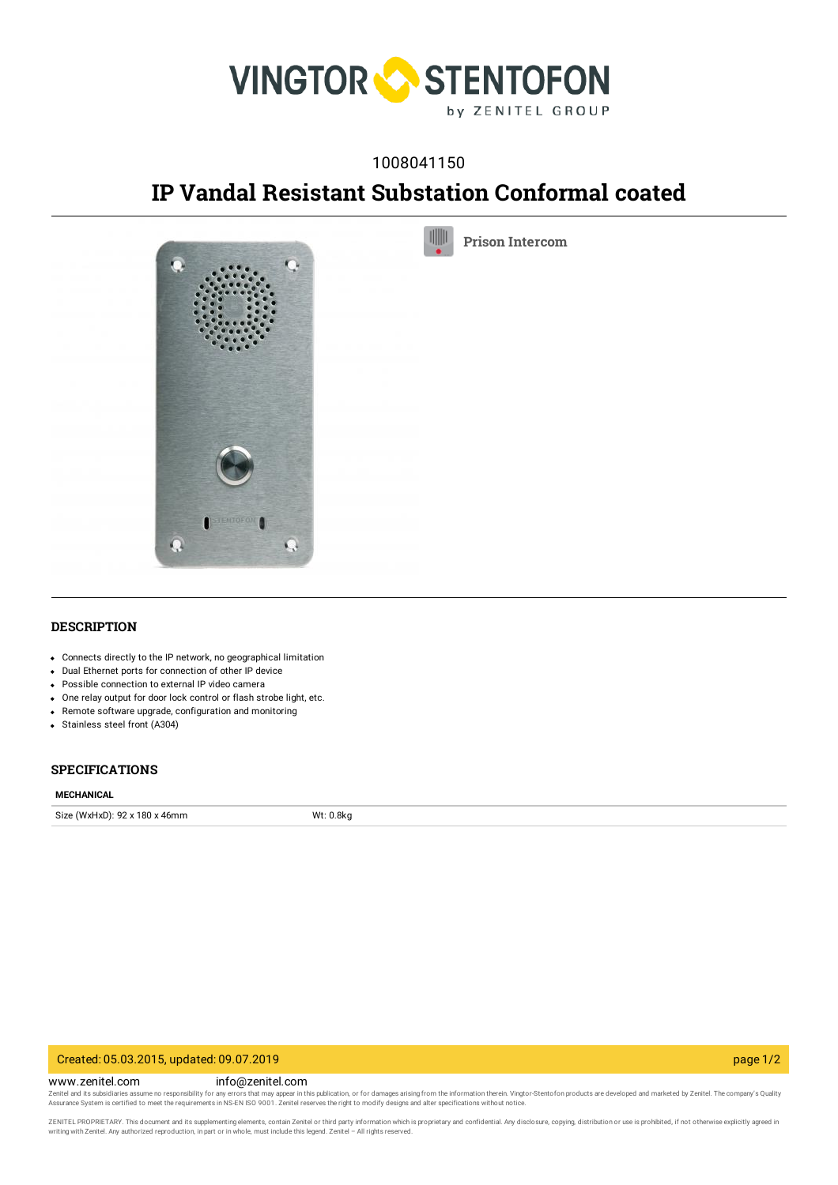1008041150

# IP Vandal Resistant Substation Conformal coated

Prison Intercom

## DESCRIPTION

- Connects directly to the IP network, no geographical limitation
- Dual Ethernet ports for connection of other IP device
- Possible connection to external IP video camera
- One relay output for door lock control or flash strobe light, etc.
- Remote software upgrade, configuration and monitoring
- Stainless steel front (A304)

## SPECIFICATIONS

### MECHANICAL

| Size (WxHxD): 92 x 180 x 46mm | Wt: 0.8kg |
| --- | --- |

Created: 05.03.2015, updated: 09.07.2019

www.zenitel.com info@zenitel.com

Zenitel and its subsidiaries assume no responsibility for any errors that may appear in this publication, or for damages arising from the information therein. Vingtor-Stentofon products are developed and marketed by Zenitel. The company's Quality Assurance System is certified to meet the requirements in NS-EN ISO 9001. Zenitel reserves the right to modify designs and alter specifications without notice.

ZENITEL PROPRIETARY. This document and its supplementing elements, contain Zenitel or third party information which is proprietary and confidential. Any disclosure, copying, distribution or use is prohibited, if not otherwise explicitly agreed in writing with Zenitel. Any authorized reproduction, in part or in whole, must include this legend. Zenitel – All rights reserved.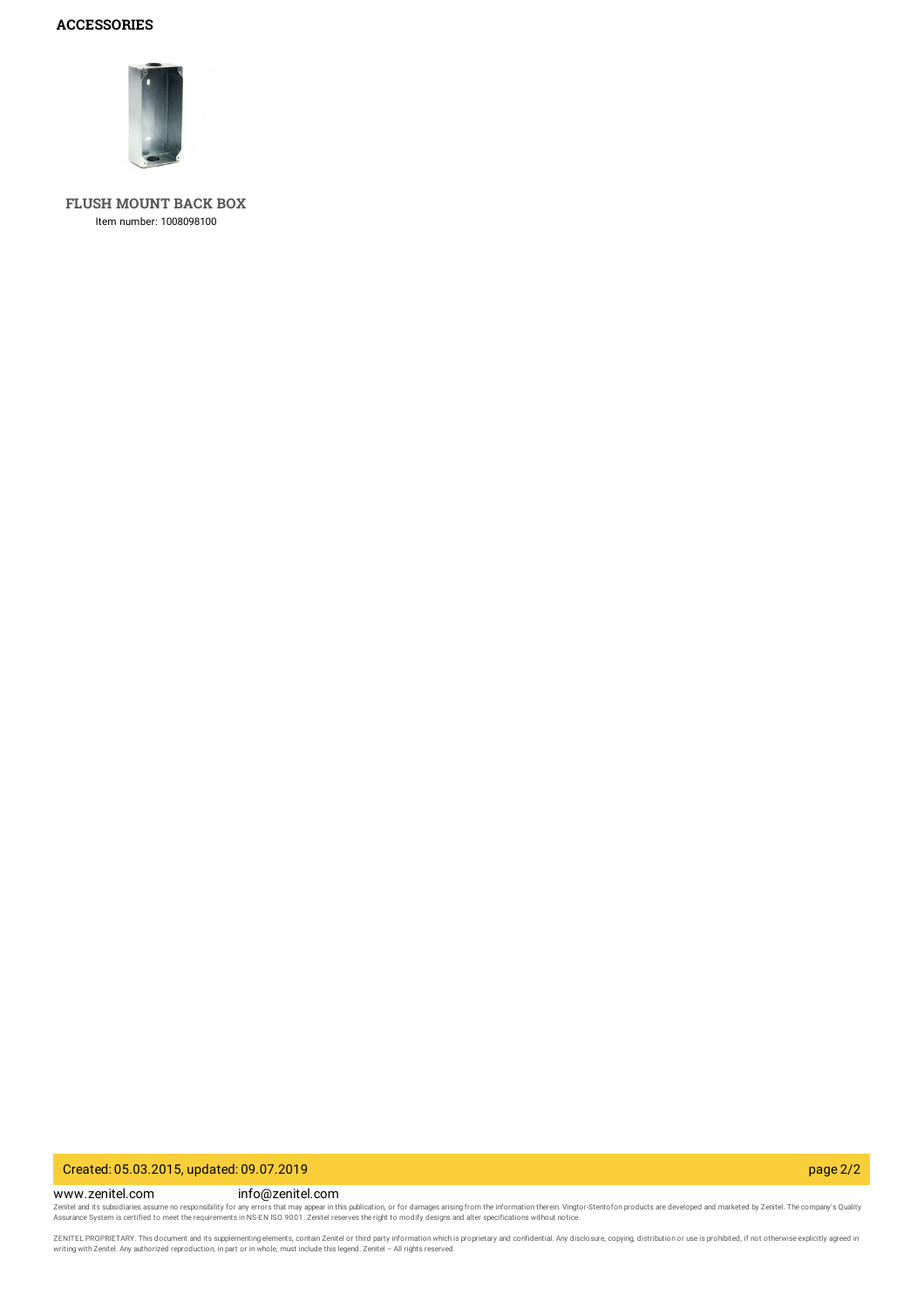## ACCESSORIES

### FLUSH MOUNT BACK BOX

Item number: 1008098100

Created: 05.03.2015, updated: 09.07.2019

www.zenitel.com info@zenitel.com

Zenitel and its subsidiaries assume no responsibility for any errors that may appear in this publication, or for damages arising from the information therein. Vingtor-Stentofon products are developed and marketed by Zenitel. The company's Quality Assurance System is certified to meet the requirements in NS-EN ISO 9001. Zenitel reserves the right to modify designs and alter specifications without notice.

ZENITEL PROPRIETARY. This document and its supplementing elements, contain Zenitel or third party information which is proprietary and confidential. Any disclosure, copying, distribution or use is prohibited, if not otherwise explicitly agreed in writing with Zenitel. Any authorized reproduction, in part or in whole, must include this legend. Zenitel – All rights reserved.